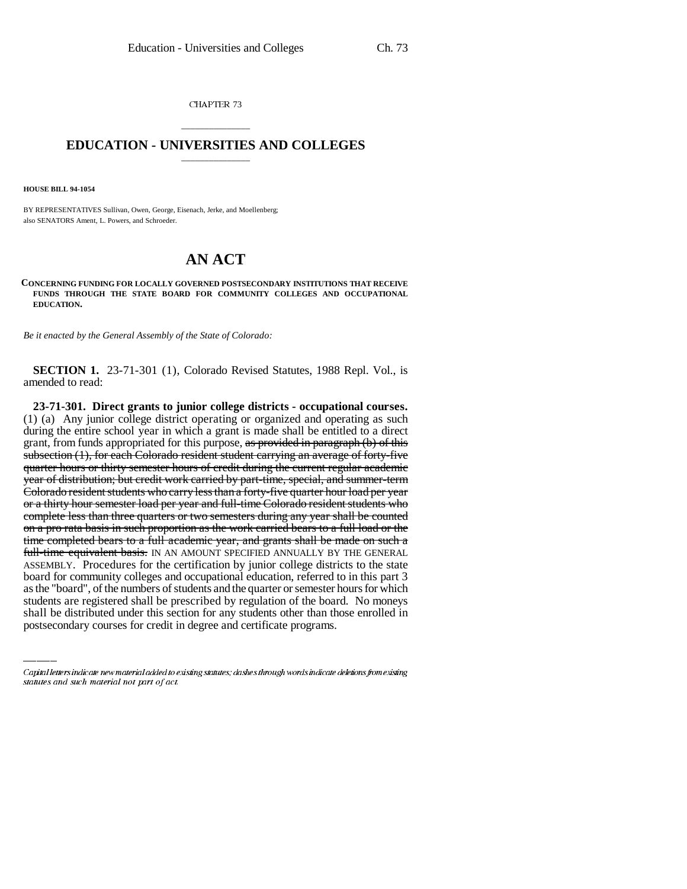CHAPTER 73

# EDUCATION - UNIVERSITIES AND COLLEGES

**HOUSE BILL 94-1054**

BY REPRESENTATIVES Sullivan, Owen, George, Eisenach, Jerke, and Moellenberg;
also SENATORS Ament, L. Powers, and Schroeder.

# AN ACT

**CONCERNING FUNDING FOR LOCALLY GOVERNED POSTSECONDARY INSTITUTIONS THAT RECEIVE FUNDS THROUGH THE STATE BOARD FOR COMMUNITY COLLEGES AND OCCUPATIONAL EDUCATION.**

*Be it enacted by the General Assembly of the State of Colorado:*

**SECTION 1.** 23-71-301 (1), Colorado Revised Statutes, 1988 Repl. Vol., is amended to read:

**23-71-301. Direct grants to junior college districts - occupational courses.** (1) (a) Any junior college district operating or organized and operating as such during the entire school year in which a grant is made shall be entitled to a direct grant, from funds appropriated for this purpose, ~~as provided in paragraph (b) of this subsection (1), for each Colorado resident student carrying an average of forty-five quarter hours or thirty semester hours of credit during the current regular academic year of distribution; but credit work carried by part-time, special, and summer-term Colorado resident students who carry less than a forty-five quarter hour load per year or a thirty hour semester load per year and full-time Colorado resident students who complete less than three quarters or two semesters during any year shall be counted on a pro rata basis in such proportion as the work carried bears to a full load or the time completed bears to a full academic year, and grants shall be made on such a full-time equivalent basis.~~ IN AN AMOUNT SPECIFIED ANNUALLY BY THE GENERAL ASSEMBLY. Procedures for the certification by junior college districts to the state board for community colleges and occupational education, referred to in this part 3 as the "board", of the numbers of students and the quarter or semester hours for which students are registered shall be prescribed by regulation of the board. No moneys shall be distributed under this section for any students other than those enrolled in postsecondary courses for credit in degree and certificate programs.

Capital letters indicate new material added to existing statutes; dashes through words indicate deletions from existing statutes and such material not part of act.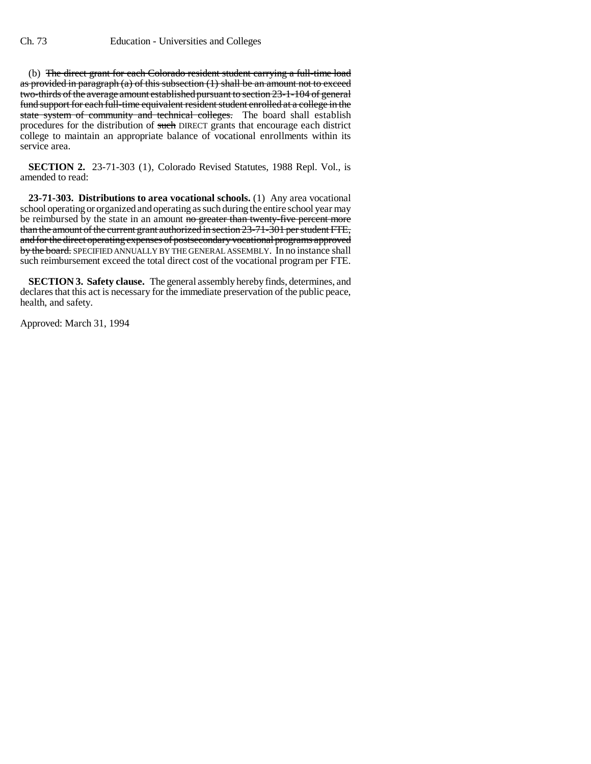(b) ~~The direct grant for each Colorado resident student carrying a full-time load as provided in paragraph (a) of this subsection (1) shall be an amount not to exceed two-thirds of the average amount established pursuant to section 23-1-104 of general fund support for each full-time equivalent resident student enrolled at a college in the state system of community and technical colleges.~~ The board shall establish procedures for the distribution of ~~such~~ DIRECT grants that encourage each district college to maintain an appropriate balance of vocational enrollments within its service area.

**SECTION 2.** 23-71-303 (1), Colorado Revised Statutes, 1988 Repl. Vol., is amended to read:

**23-71-303. Distributions to area vocational schools.** (1) Any area vocational school operating or organized and operating as such during the entire school year may be reimbursed by the state in an amount ~~no greater than twenty-five percent more than the amount of the current grant authorized in section 23-71-301 per student FTE, and for the direct operating expenses of postsecondary vocational programs approved by the board.~~ SPECIFIED ANNUALLY BY THE GENERAL ASSEMBLY. In no instance shall such reimbursement exceed the total direct cost of the vocational program per FTE.

**SECTION 3. Safety clause.** The general assembly hereby finds, determines, and declares that this act is necessary for the immediate preservation of the public peace, health, and safety.

Approved: March 31, 1994